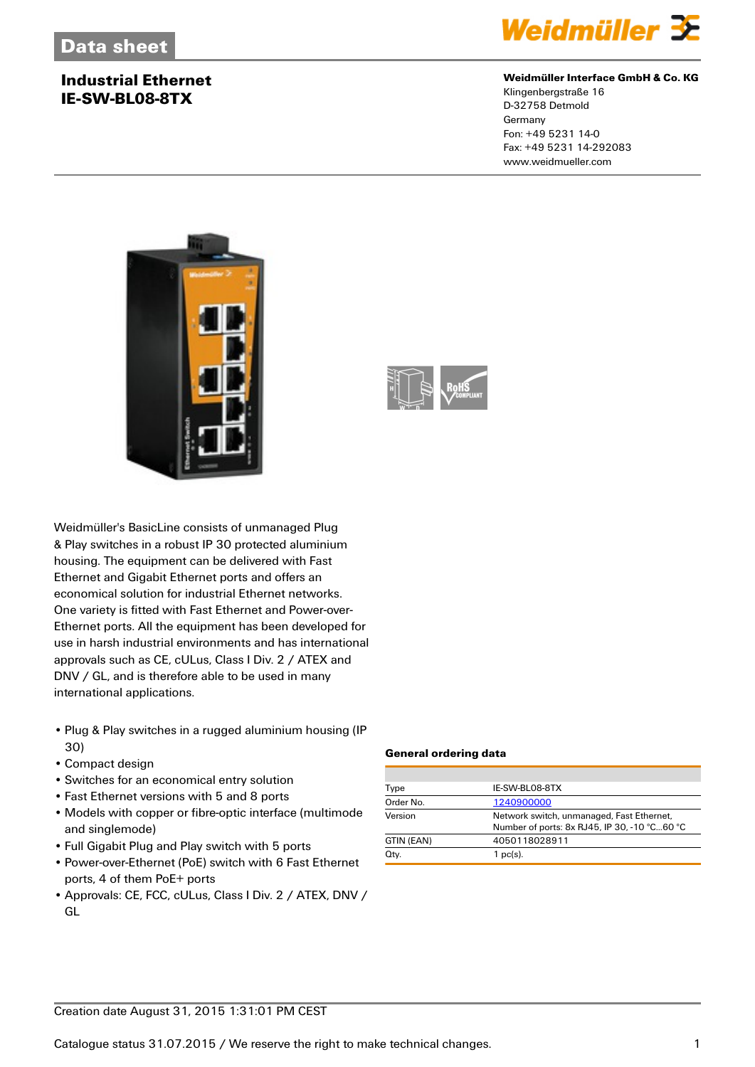# Data sheet

## Industrial Ethernet
## IE-SW-BL08-8TX

**Weidmüller Interface GmbH & Co. KG**
Klingenbergstraße 16
D-32758 Detmold
Germany
Fon: +49 5231 14-0
Fax: +49 5231 14-292083
www.weidmueller.com

Weidmüller's BasicLine consists of unmanaged Plug & Play switches in a robust IP 30 protected aluminium housing. The equipment can be delivered with Fast Ethernet and Gigabit Ethernet ports and offers an economical solution for industrial Ethernet networks. One variety is fitted with Fast Ethernet and Power-over-Ethernet ports. All the equipment has been developed for use in harsh industrial environments and has international approvals such as CE, cULus, Class I Div. 2 / ATEX and DNV / GL, and is therefore able to be used in many international applications.

- Plug & Play switches in a rugged aluminium housing (IP 30)
- Compact design
- Switches for an economical entry solution
- Fast Ethernet versions with 5 and 8 ports
- Models with copper or fibre-optic interface (multimode and singlemode)
- Full Gigabit Plug and Play switch with 5 ports
- Power-over-Ethernet (PoE) switch with 6 Fast Ethernet ports, 4 of them PoE+ ports
- Approvals: CE, FCC, cULus, Class I Div. 2 / ATEX, DNV / GL

### General ordering data

| | |
|---|---|
| Type | IE-SW-BL08-8TX |
| Order No. | 1240900000 |
| Version | Network switch, unmanaged, Fast Ethernet, Number of ports: 8x RJ45, IP 30, -10 °C...60 °C |
| GTIN (EAN) | 4050118028911 |
| Qty. | 1 pc(s). |

Creation date August 31, 2015 1:31:01 PM CEST

Catalogue status 31.07.2015 / We reserve the right to make technical changes.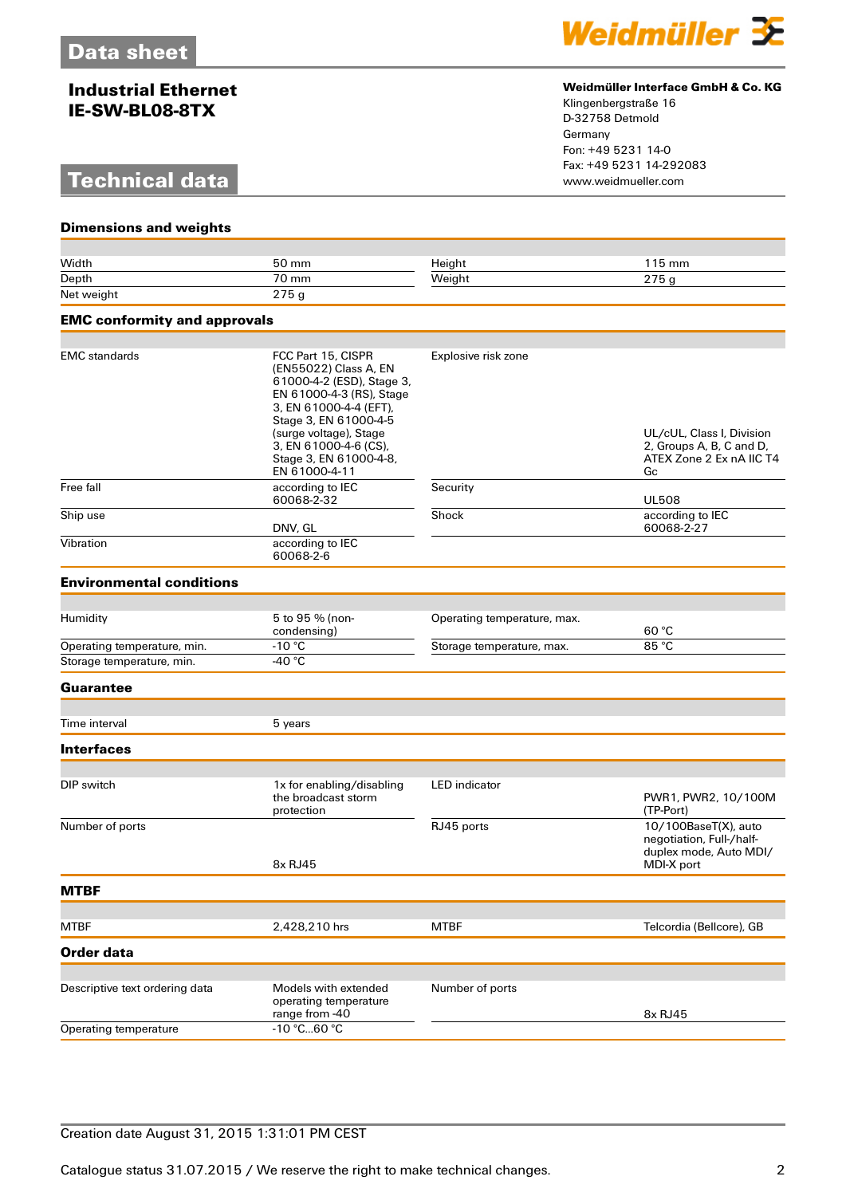Data sheet

# Industrial Ethernet
# IE-SW-BL08-8TX

**Weidmüller Interface GmbH & Co. KG**
Klingenbergstraße 16
D-32758 Detmold
Germany
Fon: +49 5231 14-0
Fax: +49 5231 14-292083
www.weidmueller.com

## Technical data

### Dimensions and weights

| | | | |
|---|---|---|---|
| Width | 50 mm | Height | 115 mm |
| Depth | 70 mm | Weight | 275 g |
| Net weight | 275 g | | |

### EMC conformity and approvals

| | | | |
|---|---|---|---|
| EMC standards | FCC Part 15, CISPR (EN55022) Class A, EN 61000-4-2 (ESD), Stage 3, EN 61000-4-3 (RS), Stage 3, EN 61000-4-4 (EFT), Stage 3, EN 61000-4-5 (surge voltage), Stage 3, EN 61000-4-6 (CS), Stage 3, EN 61000-4-8, EN 61000-4-11 | Explosive risk zone | UL/cUL, Class I, Division 2, Groups A, B, C and D, ATEX Zone 2 Ex nA IIC T4 Gc |
| Free fall | according to IEC 60068-2-32 | Security | UL508 |
| Ship use | DNV, GL | Shock | according to IEC 60068-2-27 |
| Vibration | according to IEC 60068-2-6 | | |

### Environmental conditions

| | | | |
|---|---|---|---|
| Humidity | 5 to 95 % (non-condensing) | Operating temperature, max. | 60 °C |
| Operating temperature, min. | -10 °C | Storage temperature, max. | 85 °C |
| Storage temperature, min. | -40 °C | | |

### Guarantee

| | |
|---|---|
| Time interval | 5 years |

### Interfaces

| | | | |
|---|---|---|---|
| DIP switch | 1x for enabling/disabling the broadcast storm protection | LED indicator | PWR1, PWR2, 10/100M (TP-Port) |
| Number of ports | 8x RJ45 | RJ45 ports | 10/100BaseT(X), auto negotiation, Full-/half-duplex mode, Auto MDI/MDI-X port |

### MTBF

| | | | |
|---|---|---|---|
| MTBF | 2,428,210 hrs | MTBF | Telcordia (Bellcore), GB |

### Order data

| | | | |
|---|---|---|---|
| Descriptive text ordering data | Models with extended operating temperature range from -40 | Number of ports | 8x RJ45 |
| Operating temperature | -10 °C...60 °C | | |

Creation date August 31, 2015 1:31:01 PM CEST

Catalogue status 31.07.2015 / We reserve the right to make technical changes.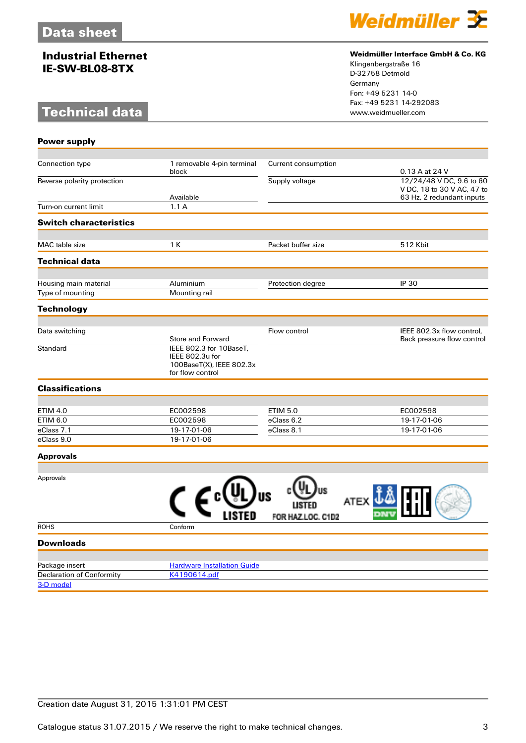# Data sheet

## Industrial Ethernet
## IE-SW-BL08-8TX

**Weidmüller Interface GmbH & Co. KG**
Klingenbergstraße 16
D-32758 Detmold
Germany
Fon: +49 5231 14-0
Fax: +49 5231 14-292083
www.weidmueller.com

# Technical data

### Power supply

| | | | |
|---|---|---|---|
| Connection type | 1 removable 4-pin terminal block | Current consumption | 0.13 A at 24 V |
| Reverse polarity protection | Available | Supply voltage | 12/24/48 V DC, 9.6 to 60 V DC, 18 to 30 V AC, 47 to 63 Hz, 2 redundant inputs |
| Turn-on current limit | 1.1 A | | |

### Switch characteristics

| | | | |
|---|---|---|---|
| MAC table size | 1 K | Packet buffer size | 512 Kbit |

### Technical data

| | | | |
|---|---|---|---|
| Housing main material | Aluminium | Protection degree | IP 30 |
| Type of mounting | Mounting rail | | |

### Technology

| | | | |
|---|---|---|---|
| Data switching | Store and Forward | Flow control | IEEE 802.3x flow control, Back pressure flow control |
| Standard | IEEE 802.3 for 10BaseT, IEEE 802.3u for 100BaseT(X), IEEE 802.3x for flow control | | |

### Classifications

| | | | |
|---|---|---|---|
| ETIM 4.0 | EC002598 | ETIM 5.0 | EC002598 |
| ETIM 6.0 | EC002598 | eClass 6.2 | 19-17-01-06 |
| eClass 7.1 | 19-17-01-06 | eClass 8.1 | 19-17-01-06 |
| eClass 9.0 | 19-17-01-06 | | |

### Approvals

| | |
|---|---|
| Approvals | CE, cULus LISTED, cULus LISTED FOR HAZ.LOC. C1D2, ATEX, DNV, EAC |
| ROHS | Conform |

### Downloads

| | |
|---|---|
| Package insert | Hardware Installation Guide |
| Declaration of Conformity | K4190614.pdf |
| 3-D model | |

Creation date August 31, 2015 1:31:01 PM CEST

Catalogue status 31.07.2015 / We reserve the right to make technical changes.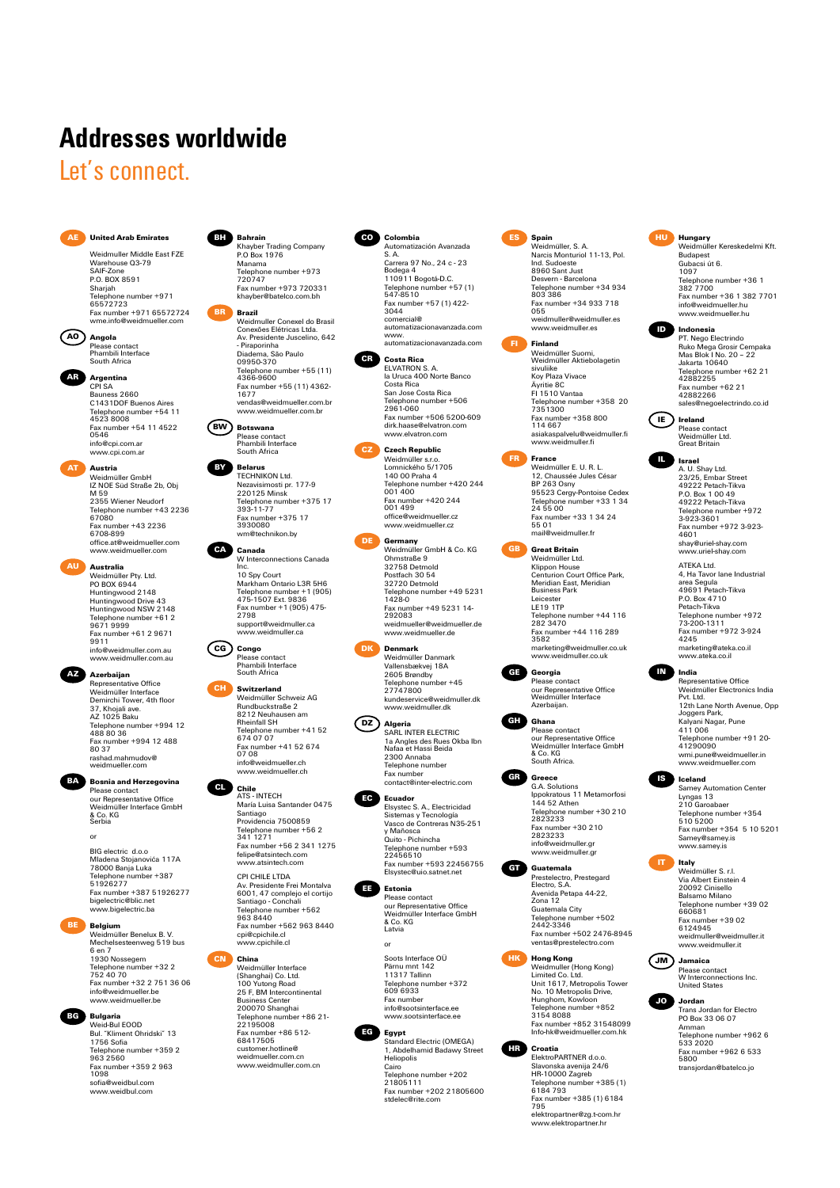# Addresses worldwide

## Let's connect.

**AE United Arab Emirates**
Weidmüller Middle East FZE
Warehouse Q3-79
SAIF-Zone
P.O. BOX 8591
Sharjah
Telephone number +971 65572723
Fax number +971 65572724
wme.info@weidmueller.com

**AO Angola**
Please contact
Phambili Interface
South Africa

**AR Argentina**
CPI SA
Bauness 2660
C1431DOF Buenos Aires
Telephone number +54 11 4523 8008
Fax number +54 11 4522 0546
info@cpi.com.ar
www.cpi.com.ar

**AT Austria**
Weidmüller GmbH
IZ NOE Süd Straße 2b, Obj M 59
2355 Wiener Neudorf
Telephone number +43 2236 67080
Fax number +43 2236 6708-899
office.at@weidmueller.com
www.weidmueller.com

**AU Australia**
Weidmüller Pty. Ltd.
PO BOX 6944
Huntingwood 2148
Huntingwood Drive 43
Huntingwood NSW 2148
Telephone number +61 2 9671 9999
Fax number +61 2 9671 9911
info@weidmuller.com.au
www.weidmuller.com.au

**AZ Azerbaijan**
Representative Office
Weidmüller Interface
Demirchi Tower, 4th floor
37, Khojali ave.
AZ 1025 Baku
Telephone number +994 12 488 80 36
Fax number +994 12 488 80 37
rashad.mahmudov@weidmueller.com

**BA Bosnia and Herzegovina**
Please contact
our Representative Office
Weidmüller Interface GmbH & Co. KG
Serbia

or

BIG electric d.o.o
Mladena Stojanovića 117A
78000 Banja Luka
Telephone number +387 51926277
Fax number +387 51926277
bigelectric@blic.net
www.bigelectric.ba

**BE Belgium**
Weidmüller Benelux B. V.
Mechelsesteenweg 519 bus 6 en 7
1930 Nossegem
Telephone number +32 2 752 40 70
Fax number +32 2 751 36 06
info@weidmueller.be
www.weidmueller.be

**BG Bulgaria**
Weid-Bul EOOD
Bul. "Kliment Ohridski" 13
1756 Sofia
Telephone number +359 2 963 2560
Fax number +359 2 963 1098
sofia@weidbul.com
www.weidbul.com

**BH Bahrain**
Khayber Trading Company
P.O Box 1976
Manama
Telephone number +973 720747
Fax number +973 720331
khayber@batelco.com.bh

**BR Brazil**
Weidmuller Conexel do Brasil
Conexões Elétricas Ltda.
Av. Presidente Juscelino, 642 - Piraporinha
Diadema, São Paulo
09950-370
Telephone number +55 (11) 4366-9600
Fax number +55 (11) 4362-1677
vendas@weidmueller.com.br
www.weidmueller.com.br

**BW Botswana**
Please contact
Phambili Interface
South Africa

**BY Belarus**
TECHNIKON Ltd.
Nezavisimosti pr. 177-9
220125 Minsk
Telephone number +375 17 393-11-77
Fax number +375 17 3930080
wm@technikon.by

**CA Canada**
W Interconnections Canada Inc.
10 Spy Court
Markham Ontario L3R 5H6
Telephone number +1 (905) 475-1507 Ext. 9836
Fax number +1 (905) 475-2798
support@weidmuller.ca
www.weidmuller.ca

**CG Congo**
Please contact
Phambili Interface
South Africa

**CH Switzerland**
Weidmüller Schweiz AG
Rundbuckstraße 2
8212 Neuhausen am Rheinfall SH
Telephone number +41 52 674 07 07
Fax number +41 52 674 07 08
info@weidmueller.ch
www.weidmueller.ch

**CL Chile**
ATS - INTECH
María Luisa Santander 0475
Santiago
Providencia 7500859
Telephone number +56 2 341 1271
Fax number +56 2 341 1275
felipe@atsintech.com
www.atsintech.com

CPI CHILE LTDA
Av. Presidente Frei Montalva 6001, 47 complejo el cortijo
Santiago - Conchali
Telephone number +562 963 8440
Fax number +562 963 8440
cpi@cpichile.cl
www.cpichile.cl

**CN China**
Weidmüller Interface (Shanghai) Co. Ltd.
100 Yutong Road
25 F, BM Intercontinental Business Center
200070 Shanghai
Telephone number +86 21-22195008
Fax number +86 512-68417505
customer.hotline@weidmueller.com.cn
www.weidmueller.com.cn

**CO Colombia**
Automatización Avanzada S. A.
Carrera 97 No., 24 c - 23
Bodega 4
110911 Bogotá-D.C.
Telephone number +57 (1) 547-8510
Fax number +57 (1) 422-3044
comercial@automatizacionavanzada.com
www.automatizacionavanzada.com

**CR Costa Rica**
ELVATRON S. A.
la Uruca 400 Norte Banco Costa Rica
San Jose Costa Rica
Telephone number +506 2961-060
Fax number +506 5200-609
dirk.haase@elvatron.com
www.elvatron.com

**CZ Czech Republic**
Weidmüller s.r.o.
Lomnického 5/1705
140 00 Praha 4
Telephone number +420 244 001 400
Fax number +420 244 001 499
office@weidmueller.cz
www.weidmueller.cz

**DE Germany**
Weidmüller GmbH & Co. KG
Ohmstraße 9
32758 Detmold
Postfach 30 54
32720 Detmold
Telephone number +49 5231 1428-0
Fax number +49 5231 14-292083
weidmueller@weidmueller.de
www.weidmueller.de

**DK Denmark**
Weidmüller Danmark
Vallensbækvej 18A
2605 Brøndby
Telephone number +45 27747800
kundeservice@weidmuller.dk
www.weidmuller.dk

**DZ Algeria**
SARL INTER ELECTRIC
1a Angles des Rues Okba Ibn Nafaa et Hassi Beida
2300 Annaba
Telephone number
Fax number
contact@inter-electric.com

**EC Ecuador**
Elsystec S. A., Electricidad Sistemas y Tecnología
Vasco de Contreras N35-251 y Mañosca
Quito - Pichincha
Telephone number +593 22456510
Fax number +593 22456755
Elsystec@uio.satnet.net

**EE Estonia**
Please contact
our Representative Office
Weidmüller Interface GmbH & Co. KG
Latvia

or

Soots Interface OÜ
Pärnu mnt 142
11317 Tallinn
Telephone number +372 609 6933
Fax number
info@sootsinterface.ee
www.sootsinterface.ee

**EG Egypt**
Standard Electric (OMEGA)
1, Abdelhamid Badawy Street
Heliopolis
Cairo
Telephone number +202 21805111
Fax number +202 21805600
stdelec@rite.com

**ES Spain**
Weidmüller, S. A.
Narcís Monturiol 11-13, Pol. Ind. Sudoeste
8960 Sant Just
Desvern - Barcelona
Telephone number +34 934 803 386
Fax number +34 933 718 055
weidmuller@weidmuller.es
www.weidmuller.es

**FI Finland**
Weidmüller Suomi, Weidmüller Aktiebolagetin sivuliike
Koy Plaza Vivace
Äyritie 8C
FI 1510 Vantaa
Telephone number +358 20 7351300
Fax number +358 800 114 667
asiakaspalvelu@weidmuller.fi
www.weidmuller.fi

**FR France**
Weidmüller E. U. R. L.
12, Chaussée Jules César
BP 263 Osny
95523 Cergy-Pontoise Cedex
Telephone number +33 1 34 24 55 00
Fax number +33 1 34 24 55 01
mail@weidmuller.fr

**GB Great Britain**
Weidmüller Ltd.
Klippon House
Centurion Court Office Park, Meridian East, Meridian Business Park
Leicester
LE19 1TP
Telephone number +44 116 282 3470
Fax number +44 116 289 3582
marketing@weidmuller.co.uk
www.weidmuller.co.uk

**GE Georgia**
Please contact
our Representative Office
Weidmüller Interface
Azerbaijan.

**GH Ghana**
Please contact
our Representative Office
Weidmüller Interface GmbH & Co. KG
South Africa.

**GR Greece**
G.A. Solutions
Ippokratous 11 Metamorfosi
144 52 Athen
Telephone number +30 210 2823233
Fax number +30 210 2823233
info@weidmuller.gr
www.weidmuller.gr

**GT Guatemala**
Prestelectro, Prestegard Electro, S.A.
Avenida Petapa 44-22, Zona 12
Guatemala City
Telephone number +502 2442-3346
Fax number +502 2476-8945
ventas@prestelectro.com

**HK Hong Kong**
Weidmuller (Hong Kong) Limited Co. Ltd.
Unit 1617, Metropolis Tower
No. 10 Metropolis Drive, Hunghom, Kowloon
Telephone number +852 3154 8088
Fax number +852 31548099
Info-hk@weidmueller.com.hk

**HR Croatia**
ElektroPARTNER d.o.o.
Slavonska avenija 24/6
HR-10000 Zagreb
Telephone number +385 (1) 6184 793
Fax number +385 (1) 6184 795
elektropartner@zg.t-com.hr
www.elektropartner.hr

**HU Hungary**
Weidmüller Kereskedelmi Kft.
Budapest
Gubacsi út 6.
1097
Telephone number +36 1 382 7700
Fax number +36 1 382 7701
info@weidmuller.hu
www.weidmuller.hu

**ID Indonesia**
PT. Nego Electrindo
Ruko Mega Grosir Cempaka Mas Blok I No. 20 – 22
Jakarta 10640
Telephone number +62 21 42882255
Fax number +62 21 42882266
sales@negoelectrindo.co.id

**IE Ireland**
Please contact
Weidmüller Ltd.
Great Britain

**IL Israel**
A. U. Shay Ltd.
23/25, Embar Street
49222 Petach-Tikva
P.O. Box 1 00 49
49222 Petach-Tikva
Telephone number +972 3-923-3601
Fax number +972 3-923-4601
shay@uriel-shay.com
www.uriel-shay.com

ATEKA Ltd.
4, Ha Tavor lane Industrial area Segula
49691 Petach-Tikva
P.O. Box 4710
Petach-Tikva
Telephone number +972 73-200-1311
Fax number +972 3-924 4245
marketing@ateka.co.il
www.ateka.co.il

**IN India**
Representative Office
Weidmüller Electronics India Pvt. Ltd.
12th Lane North Avenue, Opp Joggers Park,
Kalyani Nagar, Pune
411 006
Telephone number +91 20-41290090
wmi.pune@weidmueller.in
www.weidmueller.com

**IS Iceland**
Samey Automation Center
Lyngas 13
210 Garoabaer
Telephone number +354 510 5200
Fax number +354 5 10 5201
Samey@samey.is
www.samey.is

**IT Italy**
Weidmüller S. r.l.
Via Albert Einstein 4
20092 Cinisello Balsamo Milano
Telephone number +39 02 660681
Fax number +39 02 6124945
weidmuller@weidmuller.it
www.weidmuller.it

**JM Jamaica**
Please contact
W Interconnections Inc.
United States

**JO Jordan**
Trans Jordan for Electro
PO Box 33 06 07
Amman
Telephone number +962 6 533 2020
Fax number +962 6 533 5800
transjordan@batelco.jo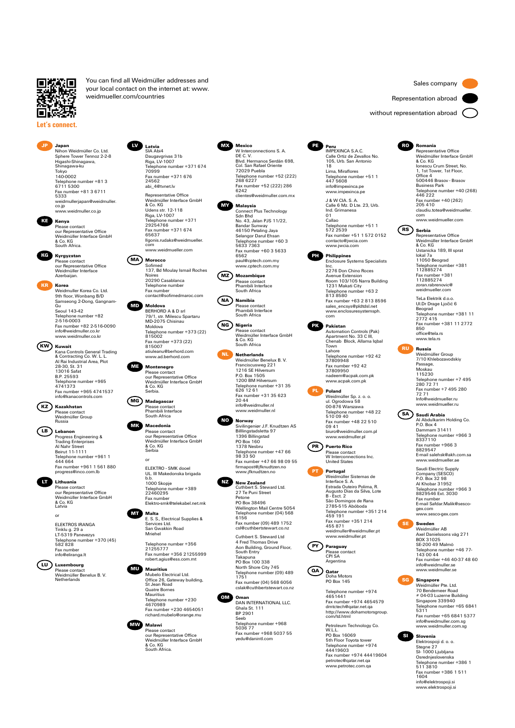You can find all Weidmüller addresses and your local contact on the internet at: www.weidmueller.com/countries

Let's connect.

Sales company
Representation abroad
without representation abroad

**JP Japan**
Nihon Weidmüller Co. Ltd.
Sphere Tower Tennoz 2-2-8
Higashi-Shinagawa,
Shinagawa-ku
Tokyo
140-0002
Telephone number +81 3 6711 5300
Fax number +81 3 6711 5333
weidmullerjapan@weidmuller.co.jp
www.weidmuller.co.jp

**KE Kenya**
Please contact
our Representative Office
Weidmüller Interface GmbH & Co. KG
South Africa.

**KG Kyrgyzstan**
Please contact
our Representative Office
Weidmüller Interface
Azerbaijan.

**KR Korea**
Weidmuller Korea Co. Ltd.
9th floor, Wonbang B/D
Samseong 2-Dong, Gangnam-Gu
Seoul 143-42
Telephone number +82 2-516-0003
Fax number +82 2-516-0090
info@weidmuller.co.kr
www.weidmuller.co.kr

**KW Kuwait**
Kana Controls General Trading & Contracting Co. W. L. L.
Al Rai Industrial Area, Plot 28-30, St. 31
13016 Safat
B.P. 25593
Telephone number +965 4741373
Fax number +965 4741537
info@kanacontrols.com

**KZ Kazakhstan**
Please contact
Weidmüller Group
Russia

**LB Lebanon**
Progress Engineering & Trading Enterprises
Al Nahr Street
Beirut 11-1111
Telephone number +961 1 444 664
Fax number +961 1 561 880
progress@inco.com.lb

**LT Lithuania**
Please contact
our Representative Office
Weidmüller Interface GmbH & Co. KG
Latvia

or

ELEKTROS IRANGA
Tinklu g. 29 a
LT-5319 Panevezys
Telephone number +370 (45) 582 828
Fax number
info@eliranga.lt

**LU Luxembourg**
Please contact
Weidmüller Benelux B. V.
Netherlands

**LV Latvia**
SIA Abi4
Daugavgrivas 31b
Riga, LV-1007
Telephone number +371 674 70999
Fax number +371 676 24562
abi_4@tvnet.lv

Representative Office
Weidmüller Interface GmbH & Co. KG
Udens str. 12-118
Riga, LV-1007
Telephone number +371 29254766
Fax number +371 674 65637
llgonis.rudaks@weidmueller.com
www.weidmueller.com

**MA Morocco**
Sofimed
137, Bd Moulay Ismail Roches Noires
20290 Casablanca
Telephone number
Fax number
contact@sofimedmaroc.com

**MD Moldova**
BERHORD A & D srl
79/1, str. Milescu Spartaru
MD-2075 Chisinau
Moldova
Telephone number +373 (22) 815002
Fax number +373 (22) 815007
atiuleanu@berhord.com
www.ad.berhord.com

**ME Montenegro**
Please contact
our Representative Office
Weidmüller Interface GmbH & Co. KG
Serbia.

**MG Madagascar**
Please contact
Phambili Interface
South Africa

**MK Macedonia**
Please contact
our Representative Office
Weidmüller Interface GmbH & Co. KG
Serbia

or

ELEKTRO - SMK dooel
UL. III Makedonska brigada b.b.
1000 Skopje
Telephone number +389 22460295
Fax number
Elektro-smk@telekabel.net.mk

**MT Malta**
E. S. S., Electrical Supplies & Services Ltd.
San Gwakkin Road
Mriehel

Telephone number +356 21255777
Fax number +356 21255999
robert.agius@ess.com.mt

**MU Mauritius**
Mubelo Electrical Ltd.
Office 26, Gateway building, St Jean Road
Quatre Bornes
Mauritius
Telephone number +230 4670989
Fax number +230 4654051
richard.mubelo@orange.mu

**MW Malawi**
Please contact
our Representative Office
Weidmüller Interface GmbH & Co. KG
South Africa.

**MX Mexico**
W Interconnections S. A. DE C. V.
Blvd. Hermanos Serdán 698, Col. San Rafael Oriente
72029 Puebla
Telephone number +52 (222) 268 6227
Fax number +52 (222) 286 6242
clientes@weidmuller.com.mx

**MY Malaysia**
Connect Plus Technology Sdn Bhd
No. 43, Jalan PJS 11/22, Bandar Sunway
46150 Petaling Jaya
Selangor Darul Ehsan
Telephone number +60 3 5633 7363
Fax number +60 3 5633 6562
paul@cptech.com.my
www.cptech.com.my

**MZ Mozambique**
Please contact
Phambili Interface
South Africa

**NA Namibia**
Please contact
Phambili Interface
South Africa

**NG Nigeria**
Please contact
Weidmüller Interface GmbH & Co. KG
South Africa

**NL Netherlands**
Weidmüller Benelux B. V.
Franciscusweg 221
1216 SE Hilversum
P.O. Box 1505
1200 BM Hilversum
Telephone number +31 35 626 12 61
Fax number +31 35 623 20 44
info@weidmuller.nl
www.weidmuller.nl

**NO Norway**
Sivilingeniør J.F. Knudtzen AS
Billingstadsletta 97
1396 Billingstad
PO Box 160
1378 Nesbru
Telephone number +47 66 98 33 50
Fax number +47 66 98 09 55
firmapost@jfknudtzen.no
www.jfknudtzen.no

**NZ New Zealand**
Cuthbert S. Steward Ltd.
27 Te Puni Street
Petone
PO Box 38496
Wellington Mail Centre 5054
Telephone number (04) 568 6156
Fax number (09) 489 1752
csl@cuthbertstewart.co.nz

Cuthbert S. Steward Ltd
4 Fred Thomas Drive
Aon Building, Ground Floor, South Entry
Takapuna
PO Box 100 338
North Shore City 745
Telephone number (09) 489 1751
Fax number (04) 568 6056
cslak@cuthbertstewart.co.nz

**OM Oman**
DAN INTERNATIONAL LLC.
Ghala St. 111
BP 2901
Seeb
Telephone number +968 5036 77
Fax number +968 5037 55
yedu@danintl.com

**PE Peru**
IMPEXINCA S.A.C.
Calle Ortiz de Zevallos No. 105, Urb. San Antonio 18
Lima, Miraflores
Telephone number +51 1 447 5608
info@impexinca.pe
www.impexinca.pe

J & W CIA. S. A.
Calle 6 Mz. D Lte. 23, Urb. Ind. Grimanesa 01
Callao
Telephone number +51 1 572 2539
Fax number +51 1 572 0152
contacto@jwcia.com
www.jwcia.com

**PH Philippines**
Enclosure Systems Specialists Inc.
2276 Don Chino Roces Avenue Extension
Room 103/105 Narra Building
1231 Makati City
Telephone number +63 2 813 8580
Fax number +63 2 813 8596
sales_encsys@pldtdsl.net
www.enclosuresystemsph.com

**PK Pakistan**
Automation Controls (Pak)
Apartment No. 33 C III, Chenab Block, Allama Iqbal Town
Lahore
Telephone number +92 42 37809948
Fax number +92 42 37809950
nadeem@acpak.com.pk
www.acpak.com.pk

**PL Poland**
Weidmüller Sp. z. o. o.
ul. Ogrodowa 58
00-876 Warszawa
Telephone number +48 22 510 09 40
Fax number +48 22 510 09 41
biuro@weidmuller.com.pl
www.weidmuller.pl

**PR Puerto Rico**
Please contact
W Interconnections Inc.
United States

**PT Portugal**
Weidmüller Sistemas de Interface S. A.
Estrada Outeiro Polima, R. Augusto Dias da Silva, Lote B - Esct. 2
São Domingos de Rana
2785-515 Abóboda
Telephone number +351 214 459 191
Fax number +351 214 455 871
weidmuller@weidmuller.pt
www.weidmuller.pt

**PY Paraguay**
Please contact
CPI SA
Argentina

**QA Qatar**
Doha Motors
PO Box 145

Telephone number +974 4651441
Fax number +974 4654579
dmtctech@qatar.net.qa
http://www.dohamotorsgroup.com/td.html

Petroleum Technology Co. W.L.L.
PO Box 16069
5th Floor Toyota tower
Telephone number +974 44419603
Fax number +974 44419604
petrotec@qatar.net.qa
www.petrotec.com.qa

**RO Romania**
Representative Office
Weidmüller Interface GmbH & Co. KG
Ionescu Crum Street, No. 1, 1st Tower, 1st Floor, Office 4
500446 Brasov - Brasov Business Park
Telephone number +40 (268) 446 222
Fax number +40 (262) 205 410
claudiu.totea@weidmueller.com
www.weidmueller.com

**RS Serbia**
Representative Office
Weidmüller Interface GmbH & Co. KG
Ustanicka 189, III sprat lokal 7a
11050 Beograd
Telephone number +381 112885274
Fax number +381 112885274
zoran.rabrenovic@weidmueller.com

TeLa Elektrik d.o.o.
Ul.Dr Drage Ljočić 6
Beograd
Telephone number +381 11 2772 415
Fax number +381 11 2772 850
office@tela.rs
www.tela.rs

**RU Russia**
Weidmüller Group
7/10 Khlebozavodskiy Passage,
Moskau
115230
Telephone number +7 495 280 72 71
Fax number +7 495 280 72 71
Info@weidmueller.ru
www.weidmueller.ru

**SA Saudi Arabia**
Al Abdulkarim Holding Co.
P.O. Box 4
Dammam 31411
Telephone number +966 3 8337110
Fax number +966 3 8829547
E-mail salehsk@akh.com.sa
www.weidmueller.ae

Saudi Electric Supply Company (SESCO)
P.O. Box 32 98
Al Khobar 31952
Telephone number +966 3 8829546 Ext. 3030
Fax number
E-mail Safdar.Malik@sesco-gex.com
www.sesco-gex.com

**SE Sweden**
Weidmüller AB
Axel Danielssons väg 271
BOX 31025
SE-200 49 Malmö
Telephone number +46 77-143 00 44
Fax number +46 40-37 48 60
info@weidmuller.se
www.weidmuller.se

**SG Singapore**
Weidmüller Pte. Ltd.
70 Bendemeer Road
# 04-03 Luzerne Building
Singapore 339940
Telephone number +65 6841 5311
Fax number +65 6841 5377
info@weidmuller.com.sg
www.weidmuller.com.sg

**SI Slovenia**
Elektrospoji d. o. o.
Stegne 27
SI- 1000 Ljubljana
Osrednjeslovenska
Telephone number +386 1 511 3810
Fax number +386 1 511 1604
info@elektrospoji.si
www.elektrospoji.si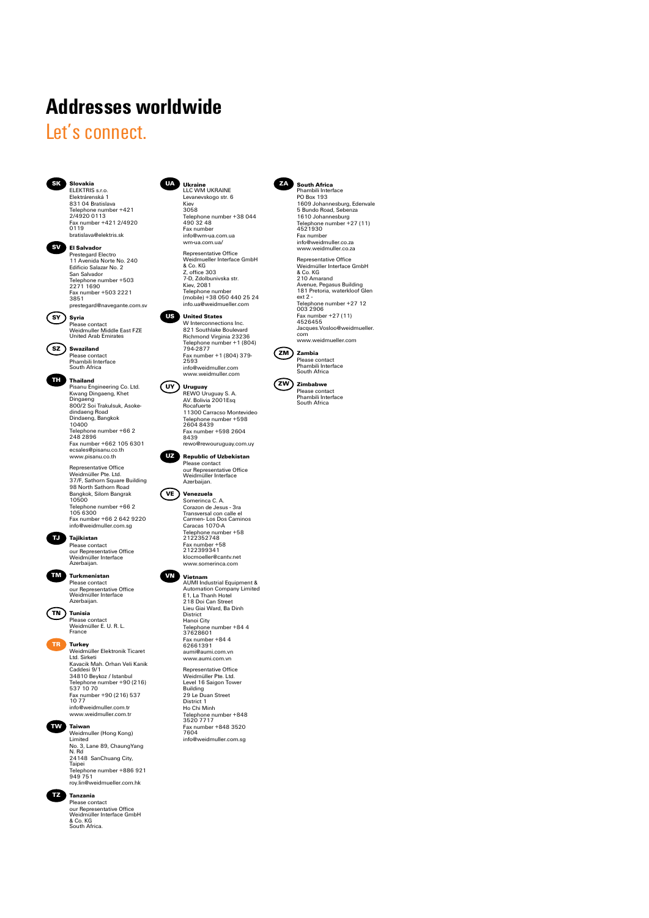# Addresses worldwide

## Let's connect.

**SK** **Slovakia**
ELEKTRIS s.r.o.
Elektrárenská 1
831 04 Bratislava
Telephone number +421 2/4920 0113
Fax number +421 2/4920 0119
bratislava@elektris.sk

**SV** **El Salvador**
Prestegard Electro
11 Avenida Norte No. 240
Edificio Salazar No. 2
San Salvador
Telephone number +503 2271 1690
Fax number +503 2221 3851
prestegard@navegante.com.sv

**SY** **Syria**
Please contact
Weidmuller Middle East FZE
United Arab Emirates

**SZ** **Swaziland**
Please contact
Phambili Interface
South Africa

**TH** **Thailand**
Pisanu Engineering Co. Ltd.
Kwang Dingaeng, Khet Dingaeng
800/2 Soi Trakulsuk, Asoke-dindaeng Road
Dindaeng, Bangkok
10400
Telephone number +66 2 248 2896
Fax number +662 105 6301
ecsales@pisanu.co.th
www.pisanu.co.th

Representative Office
Weidmüller Pte. Ltd.
37/F, Sathorn Square Building
98 North Sathorn Road
Bangkok, Silom Bangrak
10500
Telephone number +66 2 105 6300
Fax number +66 2 642 9220
info@weidmuller.com.sg

**TJ** **Tajikistan**
Please contact
our Representative Office
Weidmüller Interface
Azerbaijan.

**TM** **Turkmenistan**
Please contact
our Representative Office
Weidmüller Interface
Azerbaijan.

**TN** **Tunisia**
Please contact
Weidmüller E. U. R. L.
France

**TR** **Turkey**
Weidmüller Elektronik Ticaret Ltd. Sirketi
Kavacik Mah. Orhan Veli Kanik Caddesi 9/1
34810 Beykoz / Istanbul
Telephone number +90 (216) 537 10 70
Fax number +90 (216) 537 10 77
info@weidmuller.com.tr
www.weidmuller.com.tr

**TW** **Taiwan**
Weidmuller (Hong Kong) Limited
No. 3, Lane 89, ChaungYang N. Rd
24148 SanChuang City, Taipei
Telephone number +886 921 949 751
roy.lin@weidmueller.com.hk

**TZ** **Tanzania**
Please contact
our Representative Office
Weidmüller Interface GmbH & Co. KG
South Africa.

**UA** **Ukraine**
LLC WM UKRAINE
Levanevskogo str. 6
Kiev
3058
Telephone number +38 044 490 32 48
Fax number
info@wm-ua.com.ua
wm-ua.com.ua/

Representative Office
Weidmueller Interface GmbH & Co. KG
Z, office 303
7-D, Zdolbunivska str.
Kiev, 2081
Telephone number (mobile) +38 050 440 25 24
info.ua@weidmueller.com

**US** **United States**
W Interconnections Inc.
821 Southlake Boulevard
Richmond Virginia 23236
Telephone number +1 (804) 794-2877
Fax number +1 (804) 379-2593
info@weidmuller.com
www.weidmuller.com

**UY** **Uruguay**
REWO Uruguay S. A.
AV. Bolivia 2001Esq Rocafuerte
11300 Carracso Montevideo
Telephone number +598 2604 8439
Fax number +598 2604 8439
rewo@rewouruguay.com.uy

**UZ** **Republic of Uzbekistan**
Please contact
our Representative Office
Weidmüller Interface
Azerbaijan.

**VE** **Venezuela**
Somerinca C. A.
Corazon de Jesus - 3ra Transversal con calle el Carmen- Los Dos Caminos
Caracas 1070-A
Telephone number +58 2122352748
Fax number +58 2122399341
klocmoeller@cantv.net
www.somerinca.com

**VN** **Vietnam**
AUMI Industrial Equipment & Automation Company Limited
E1, La Thanh Hotel
218 Doi Can Street
Lieu Giai Ward, Ba Dinh District
Hanoi City
Telephone number +84 4 37628601
Fax number +84 4 62661391
aumi@aumi.com.vn
www.aumi.com.vn

Representative Office
Weidmüller Pte. Ltd.
Level 16 Saigon Tower Building
29 Le Duan Street
District 1
Ho Chi Minh
Telephone number +848 3520 7717
Fax number +848 3520 7604
info@weidmuller.com.sg

**ZA** **South Africa**
Phambili Interface
PO Box 193
1609 Johannesburg, Edenvale
5 Bundo Road, Sebenza
1610 Johannesburg
Telephone number +27 (11) 4521930
Fax number
info@weidmuller.co.za
www.weidmuller.co.za

Representative Office
Weidmüller Interface GmbH & Co. KG
210 Amarand Avenue, Pegasus Building
181 Pretoria, waterkloof Glen ext 2 -
Telephone number +27 12 003 2906
Fax number +27 (11) 4526455
Jacques.Vosloo@weidmueller.com
www.weidmueller.com

**ZM** **Zambia**
Please contact
Phambili Interface
South Africa

**ZW** **Zimbabwe**
Please contact
Phambili Interface
South Africa